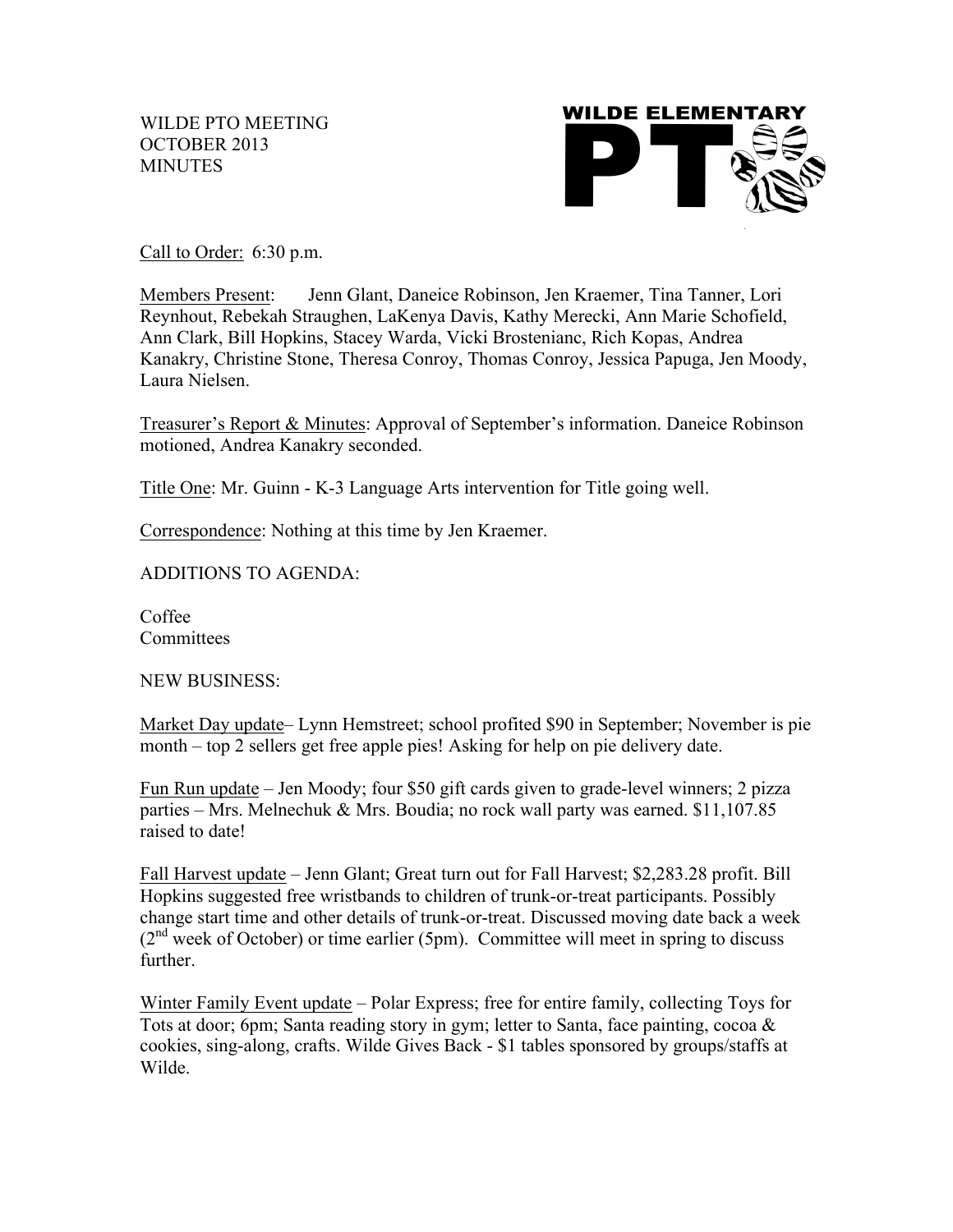WILDE PTO MEETING
OCTOBER 2013
MINUTES

WILDE ELEMENTARY PTO

Call to Order: 6:30 p.m.

Members Present: Jenn Glant, Daneice Robinson, Jen Kraemer, Tina Tanner, Lori Reynhout, Rebekah Straughen, LaKenya Davis, Kathy Merecki, Ann Marie Schofield, Ann Clark, Bill Hopkins, Stacey Warda, Vicki Brostenianc, Rich Kopas, Andrea Kanakry, Christine Stone, Theresa Conroy, Thomas Conroy, Jessica Papuga, Jen Moody, Laura Nielsen.

Treasurer's Report & Minutes: Approval of September's information. Daneice Robinson motioned, Andrea Kanakry seconded.

Title One: Mr. Guinn - K-3 Language Arts intervention for Title going well.

Correspondence: Nothing at this time by Jen Kraemer.

ADDITIONS TO AGENDA:

Coffee
Committees

NEW BUSINESS:

Market Day update– Lynn Hemstreet; school profited $90 in September; November is pie month – top 2 sellers get free apple pies! Asking for help on pie delivery date.

Fun Run update – Jen Moody; four $50 gift cards given to grade-level winners; 2 pizza parties – Mrs. Melnechuk & Mrs. Boudia; no rock wall party was earned. $11,107.85 raised to date!

Fall Harvest update – Jenn Glant; Great turn out for Fall Harvest; $2,283.28 profit. Bill Hopkins suggested free wristbands to children of trunk-or-treat participants. Possibly change start time and other details of trunk-or-treat. Discussed moving date back a week (2nd week of October) or time earlier (5pm). Committee will meet in spring to discuss further.

Winter Family Event update – Polar Express; free for entire family, collecting Toys for Tots at door; 6pm; Santa reading story in gym; letter to Santa, face painting, cocoa & cookies, sing-along, crafts. Wilde Gives Back - $1 tables sponsored by groups/staffs at Wilde.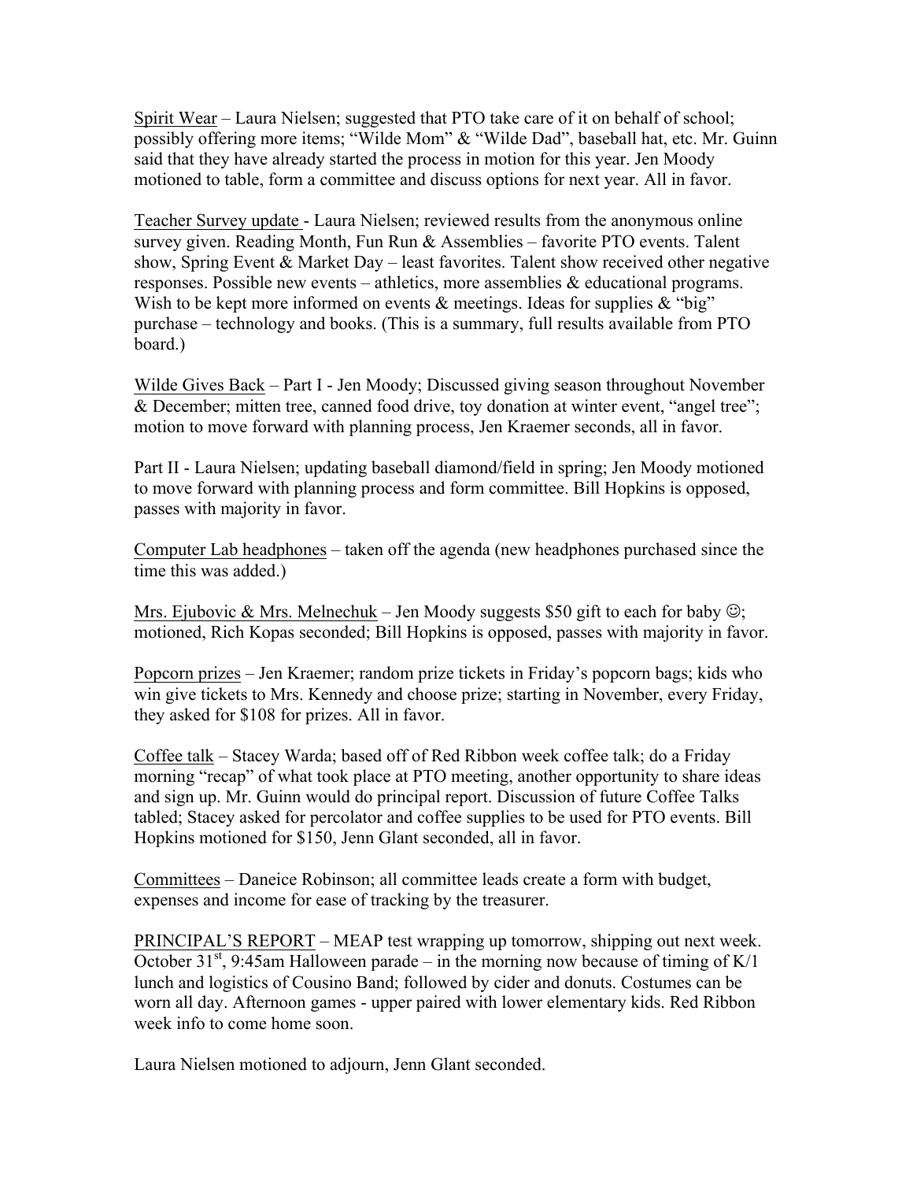Spirit Wear – Laura Nielsen; suggested that PTO take care of it on behalf of school; possibly offering more items; "Wilde Mom" & "Wilde Dad", baseball hat, etc. Mr. Guinn said that they have already started the process in motion for this year. Jen Moody motioned to table, form a committee and discuss options for next year. All in favor.

Teacher Survey update - Laura Nielsen; reviewed results from the anonymous online survey given. Reading Month, Fun Run & Assemblies – favorite PTO events. Talent show, Spring Event & Market Day – least favorites. Talent show received other negative responses. Possible new events – athletics, more assemblies & educational programs. Wish to be kept more informed on events & meetings. Ideas for supplies & "big" purchase – technology and books. (This is a summary, full results available from PTO board.)

Wilde Gives Back – Part I - Jen Moody; Discussed giving season throughout November & December; mitten tree, canned food drive, toy donation at winter event, "angel tree"; motion to move forward with planning process, Jen Kraemer seconds, all in favor.

Part II - Laura Nielsen; updating baseball diamond/field in spring; Jen Moody motioned to move forward with planning process and form committee. Bill Hopkins is opposed, passes with majority in favor.

Computer Lab headphones – taken off the agenda (new headphones purchased since the time this was added.)

Mrs. Ejubovic & Mrs. Melnechuk – Jen Moody suggests $50 gift to each for baby ☺; motioned, Rich Kopas seconded; Bill Hopkins is opposed, passes with majority in favor.

Popcorn prizes – Jen Kraemer; random prize tickets in Friday's popcorn bags; kids who win give tickets to Mrs. Kennedy and choose prize; starting in November, every Friday, they asked for $108 for prizes. All in favor.

Coffee talk – Stacey Warda; based off of Red Ribbon week coffee talk; do a Friday morning "recap" of what took place at PTO meeting, another opportunity to share ideas and sign up. Mr. Guinn would do principal report. Discussion of future Coffee Talks tabled; Stacey asked for percolator and coffee supplies to be used for PTO events. Bill Hopkins motioned for $150, Jenn Glant seconded, all in favor.

Committees – Daneice Robinson; all committee leads create a form with budget, expenses and income for ease of tracking by the treasurer.

PRINCIPAL'S REPORT – MEAP test wrapping up tomorrow, shipping out next week. October 31st, 9:45am Halloween parade – in the morning now because of timing of K/1 lunch and logistics of Cousino Band; followed by cider and donuts. Costumes can be worn all day. Afternoon games - upper paired with lower elementary kids. Red Ribbon week info to come home soon.

Laura Nielsen motioned to adjourn, Jenn Glant seconded.